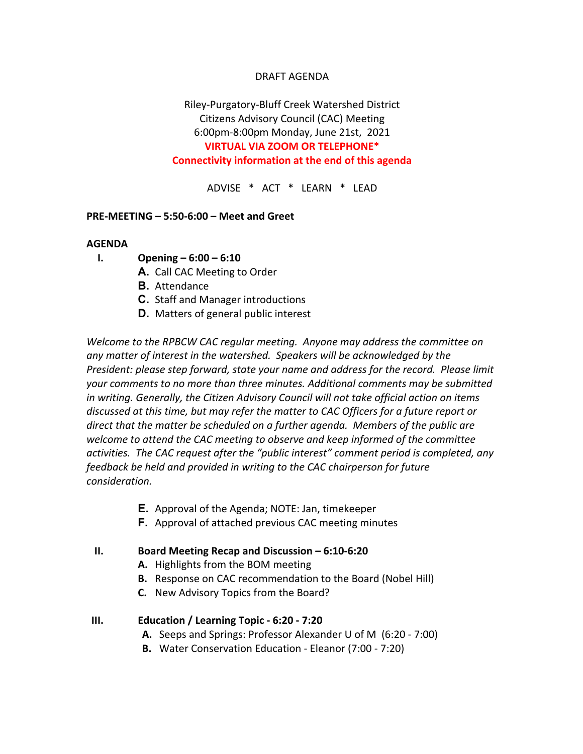DRAFT AGENDA

Riley-Purgatory-Bluff Creek Watershed District
Citizens Advisory Council (CAC) Meeting
6:00pm-8:00pm Monday, June 21st, 2021
**VIRTUAL VIA ZOOM OR TELEPHONE***
**Connectivity information at the end of this agenda**

ADVISE * ACT * LEARN * LEAD

**PRE-MEETING – 5:50-6:00 – Meet and Greet**

**AGENDA**

**I. Opening – 6:00 – 6:10**

- **A.** Call CAC Meeting to Order
- **B.** Attendance
- **C.** Staff and Manager introductions
- **D.** Matters of general public interest

*Welcome to the RPBCW CAC regular meeting. Anyone may address the committee on any matter of interest in the watershed. Speakers will be acknowledged by the President: please step forward, state your name and address for the record. Please limit your comments to no more than three minutes. Additional comments may be submitted in writing. Generally, the Citizen Advisory Council will not take official action on items discussed at this time, but may refer the matter to CAC Officers for a future report or direct that the matter be scheduled on a further agenda. Members of the public are welcome to attend the CAC meeting to observe and keep informed of the committee activities. The CAC request after the "public interest" comment period is completed, any feedback be held and provided in writing to the CAC chairperson for future consideration.*

- **E.** Approval of the Agenda; NOTE: Jan, timekeeper
- **F.** Approval of attached previous CAC meeting minutes

**II. Board Meeting Recap and Discussion – 6:10-6:20**

- **A.** Highlights from the BOM meeting
- **B.** Response on CAC recommendation to the Board (Nobel Hill)
- **C.** New Advisory Topics from the Board?

**III. Education / Learning Topic - 6:20 - 7:20**

- **A.** Seeps and Springs: Professor Alexander U of M (6:20 - 7:00)
- **B.** Water Conservation Education - Eleanor (7:00 - 7:20)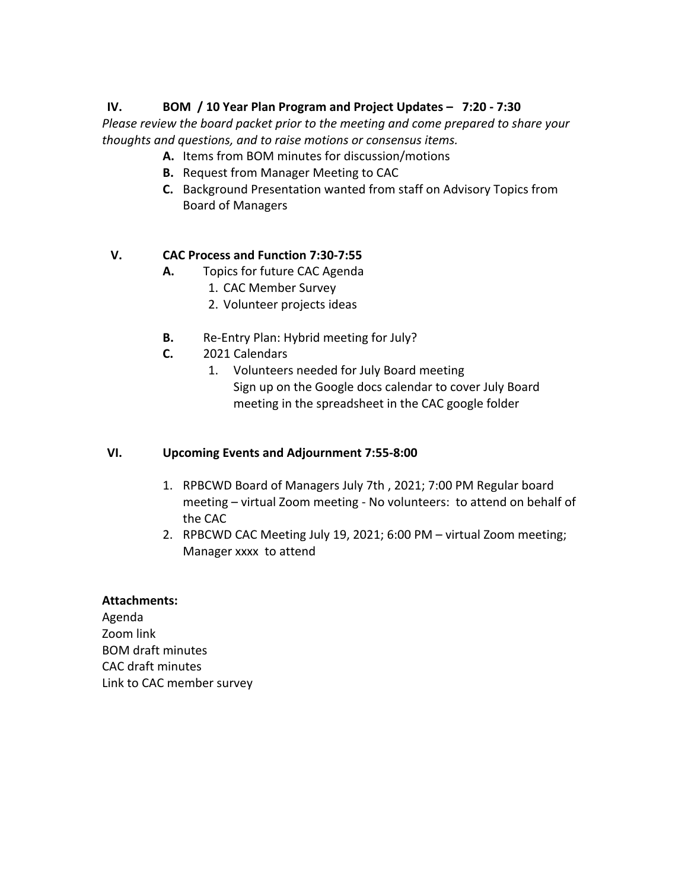## IV. BOM / 10 Year Plan Program and Project Updates – 7:20 - 7:30

*Please review the board packet prior to the meeting and come prepared to share your thoughts and questions, and to raise motions or consensus items.*

- **A.** Items from BOM minutes for discussion/motions
- **B.** Request from Manager Meeting to CAC
- **C.** Background Presentation wanted from staff on Advisory Topics from Board of Managers

## V. CAC Process and Function 7:30-7:55

- **A.** Topics for future CAC Agenda
  1. CAC Member Survey
  2. Volunteer projects ideas
- **B.** Re-Entry Plan: Hybrid meeting for July?
- **C.** 2021 Calendars
  1. Volunteers needed for July Board meeting
     Sign up on the Google docs calendar to cover July Board meeting in the spreadsheet in the CAC google folder

## VI. Upcoming Events and Adjournment 7:55-8:00

1. RPBCWD Board of Managers July 7th , 2021; 7:00 PM Regular board meeting – virtual Zoom meeting - No volunteers: to attend on behalf of the CAC
2. RPBCWD CAC Meeting July 19, 2021; 6:00 PM – virtual Zoom meeting; Manager xxxx to attend

**Attachments:**

Agenda
Zoom link
BOM draft minutes
CAC draft minutes
Link to CAC member survey